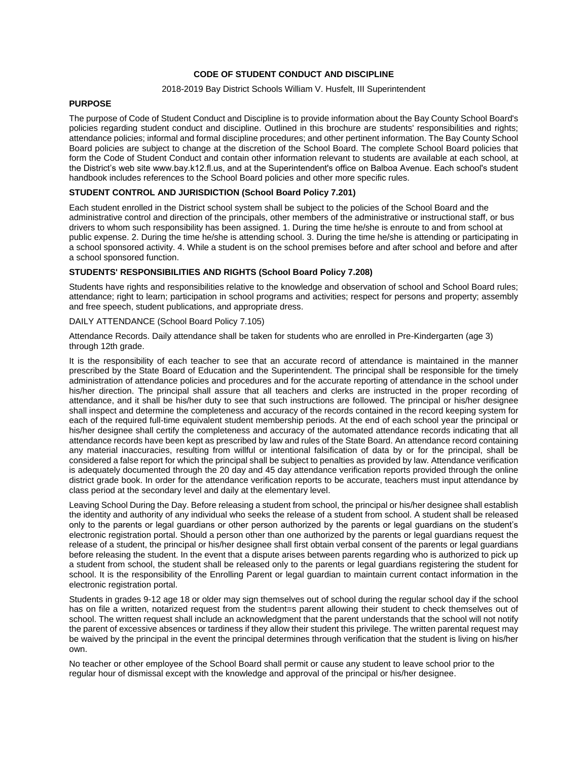# CODE OF STUDENT CONDUCT AND DISCIPLINE

2018-2019 Bay District Schools William V. Husfelt, III Superintendent

## PURPOSE

The purpose of Code of Student Conduct and Discipline is to provide information about the Bay County School Board's policies regarding student conduct and discipline. Outlined in this brochure are students' responsibilities and rights; attendance policies; informal and formal discipline procedures; and other pertinent information. The Bay County School Board policies are subject to change at the discretion of the School Board. The complete School Board policies that form the Code of Student Conduct and contain other information relevant to students are available at each school, at the District's web site www.bay.k12.fl.us, and at the Superintendent's office on Balboa Avenue. Each school's student handbook includes references to the School Board policies and other more specific rules.

## STUDENT CONTROL AND JURISDICTION (School Board Policy 7.201)

Each student enrolled in the District school system shall be subject to the policies of the School Board and the administrative control and direction of the principals, other members of the administrative or instructional staff, or bus drivers to whom such responsibility has been assigned. 1. During the time he/she is enroute to and from school at public expense. 2. During the time he/she is attending school. 3. During the time he/she is attending or participating in a school sponsored activity. 4. While a student is on the school premises before and after school and before and after a school sponsored function.

## STUDENTS' RESPONSIBILITIES AND RIGHTS (School Board Policy 7.208)

Students have rights and responsibilities relative to the knowledge and observation of school and School Board rules; attendance; right to learn; participation in school programs and activities; respect for persons and property; assembly and free speech, student publications, and appropriate dress.

DAILY ATTENDANCE (School Board Policy 7.105)

Attendance Records. Daily attendance shall be taken for students who are enrolled in Pre-Kindergarten (age 3) through 12th grade.

It is the responsibility of each teacher to see that an accurate record of attendance is maintained in the manner prescribed by the State Board of Education and the Superintendent. The principal shall be responsible for the timely administration of attendance policies and procedures and for the accurate reporting of attendance in the school under his/her direction. The principal shall assure that all teachers and clerks are instructed in the proper recording of attendance, and it shall be his/her duty to see that such instructions are followed. The principal or his/her designee shall inspect and determine the completeness and accuracy of the records contained in the record keeping system for each of the required full-time equivalent student membership periods. At the end of each school year the principal or his/her designee shall certify the completeness and accuracy of the automated attendance records indicating that all attendance records have been kept as prescribed by law and rules of the State Board. An attendance record containing any material inaccuracies, resulting from willful or intentional falsification of data by or for the principal, shall be considered a false report for which the principal shall be subject to penalties as provided by law. Attendance verification is adequately documented through the 20 day and 45 day attendance verification reports provided through the online district grade book. In order for the attendance verification reports to be accurate, teachers must input attendance by class period at the secondary level and daily at the elementary level.

Leaving School During the Day. Before releasing a student from school, the principal or his/her designee shall establish the identity and authority of any individual who seeks the release of a student from school. A student shall be released only to the parents or legal guardians or other person authorized by the parents or legal guardians on the student's electronic registration portal. Should a person other than one authorized by the parents or legal guardians request the release of a student, the principal or his/her designee shall first obtain verbal consent of the parents or legal guardians before releasing the student. In the event that a dispute arises between parents regarding who is authorized to pick up a student from school, the student shall be released only to the parents or legal guardians registering the student for school. It is the responsibility of the Enrolling Parent or legal guardian to maintain current contact information in the electronic registration portal.

Students in grades 9-12 age 18 or older may sign themselves out of school during the regular school day if the school has on file a written, notarized request from the student=s parent allowing their student to check themselves out of school. The written request shall include an acknowledgment that the parent understands that the school will not notify the parent of excessive absences or tardiness if they allow their student this privilege. The written parental request may be waived by the principal in the event the principal determines through verification that the student is living on his/her own.

No teacher or other employee of the School Board shall permit or cause any student to leave school prior to the regular hour of dismissal except with the knowledge and approval of the principal or his/her designee.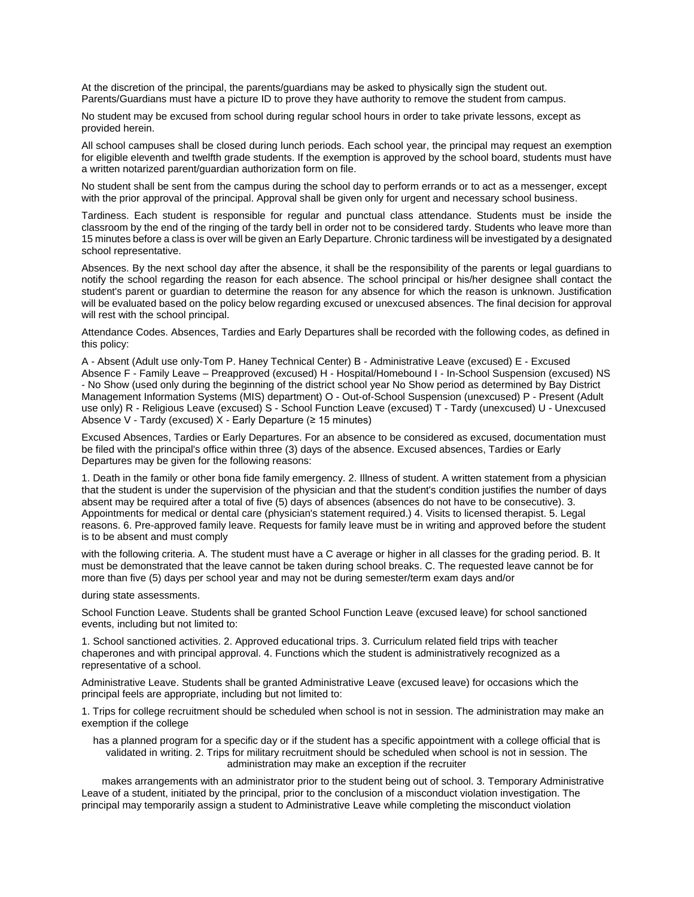At the discretion of the principal, the parents/guardians may be asked to physically sign the student out. Parents/Guardians must have a picture ID to prove they have authority to remove the student from campus.

No student may be excused from school during regular school hours in order to take private lessons, except as provided herein.

All school campuses shall be closed during lunch periods. Each school year, the principal may request an exemption for eligible eleventh and twelfth grade students. If the exemption is approved by the school board, students must have a written notarized parent/guardian authorization form on file.

No student shall be sent from the campus during the school day to perform errands or to act as a messenger, except with the prior approval of the principal. Approval shall be given only for urgent and necessary school business.

Tardiness. Each student is responsible for regular and punctual class attendance. Students must be inside the classroom by the end of the ringing of the tardy bell in order not to be considered tardy. Students who leave more than 15 minutes before a class is over will be given an Early Departure. Chronic tardiness will be investigated by a designated school representative.

Absences. By the next school day after the absence, it shall be the responsibility of the parents or legal guardians to notify the school regarding the reason for each absence. The school principal or his/her designee shall contact the student's parent or guardian to determine the reason for any absence for which the reason is unknown. Justification will be evaluated based on the policy below regarding excused or unexcused absences. The final decision for approval will rest with the school principal.

Attendance Codes. Absences, Tardies and Early Departures shall be recorded with the following codes, as defined in this policy:

A - Absent (Adult use only-Tom P. Haney Technical Center) B - Administrative Leave (excused) E - Excused Absence F - Family Leave – Preapproved (excused) H - Hospital/Homebound I - In-School Suspension (excused) NS - No Show (used only during the beginning of the district school year No Show period as determined by Bay District Management Information Systems (MIS) department) O - Out-of-School Suspension (unexcused) P - Present (Adult use only) R - Religious Leave (excused) S - School Function Leave (excused) T - Tardy (unexcused) U - Unexcused Absence V - Tardy (excused) X - Early Departure (≥ 15 minutes)

Excused Absences, Tardies or Early Departures. For an absence to be considered as excused, documentation must be filed with the principal's office within three (3) days of the absence. Excused absences, Tardies or Early Departures may be given for the following reasons:

1. Death in the family or other bona fide family emergency. 2. Illness of student. A written statement from a physician that the student is under the supervision of the physician and that the student's condition justifies the number of days absent may be required after a total of five (5) days of absences (absences do not have to be consecutive). 3. Appointments for medical or dental care (physician's statement required.) 4. Visits to licensed therapist. 5. Legal reasons. 6. Pre-approved family leave. Requests for family leave must be in writing and approved before the student is to be absent and must comply

with the following criteria. A. The student must have a C average or higher in all classes for the grading period. B. It must be demonstrated that the leave cannot be taken during school breaks. C. The requested leave cannot be for more than five (5) days per school year and may not be during semester/term exam days and/or

during state assessments.

School Function Leave. Students shall be granted School Function Leave (excused leave) for school sanctioned events, including but not limited to:

1. School sanctioned activities. 2. Approved educational trips. 3. Curriculum related field trips with teacher chaperones and with principal approval. 4. Functions which the student is administratively recognized as a representative of a school.

Administrative Leave. Students shall be granted Administrative Leave (excused leave) for occasions which the principal feels are appropriate, including but not limited to:

1. Trips for college recruitment should be scheduled when school is not in session. The administration may make an exemption if the college

has a planned program for a specific day or if the student has a specific appointment with a college official that is validated in writing. 2. Trips for military recruitment should be scheduled when school is not in session. The administration may make an exception if the recruiter

makes arrangements with an administrator prior to the student being out of school. 3. Temporary Administrative Leave of a student, initiated by the principal, prior to the conclusion of a misconduct violation investigation. The principal may temporarily assign a student to Administrative Leave while completing the misconduct violation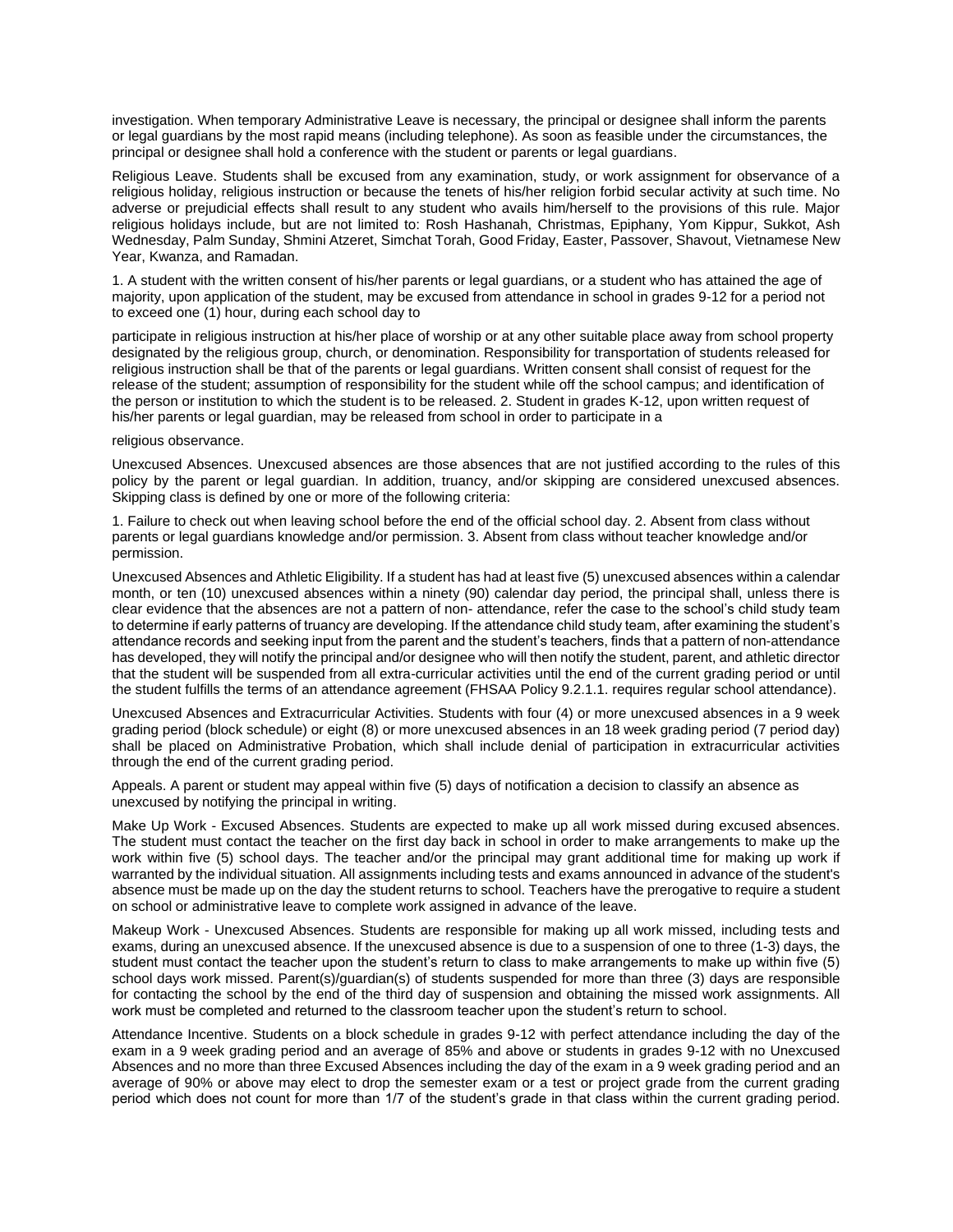investigation. When temporary Administrative Leave is necessary, the principal or designee shall inform the parents or legal guardians by the most rapid means (including telephone). As soon as feasible under the circumstances, the principal or designee shall hold a conference with the student or parents or legal guardians.

Religious Leave. Students shall be excused from any examination, study, or work assignment for observance of a religious holiday, religious instruction or because the tenets of his/her religion forbid secular activity at such time. No adverse or prejudicial effects shall result to any student who avails him/herself to the provisions of this rule. Major religious holidays include, but are not limited to: Rosh Hashanah, Christmas, Epiphany, Yom Kippur, Sukkot, Ash Wednesday, Palm Sunday, Shmini Atzeret, Simchat Torah, Good Friday, Easter, Passover, Shavout, Vietnamese New Year, Kwanza, and Ramadan.

1. A student with the written consent of his/her parents or legal guardians, or a student who has attained the age of majority, upon application of the student, may be excused from attendance in school in grades 9-12 for a period not to exceed one (1) hour, during each school day to

participate in religious instruction at his/her place of worship or at any other suitable place away from school property designated by the religious group, church, or denomination. Responsibility for transportation of students released for religious instruction shall be that of the parents or legal guardians. Written consent shall consist of request for the release of the student; assumption of responsibility for the student while off the school campus; and identification of the person or institution to which the student is to be released. 2. Student in grades K-12, upon written request of his/her parents or legal guardian, may be released from school in order to participate in a

religious observance.

Unexcused Absences. Unexcused absences are those absences that are not justified according to the rules of this policy by the parent or legal guardian. In addition, truancy, and/or skipping are considered unexcused absences. Skipping class is defined by one or more of the following criteria:

1. Failure to check out when leaving school before the end of the official school day. 2. Absent from class without parents or legal guardians knowledge and/or permission. 3. Absent from class without teacher knowledge and/or permission.

Unexcused Absences and Athletic Eligibility. If a student has had at least five (5) unexcused absences within a calendar month, or ten (10) unexcused absences within a ninety (90) calendar day period, the principal shall, unless there is clear evidence that the absences are not a pattern of non- attendance, refer the case to the school's child study team to determine if early patterns of truancy are developing. If the attendance child study team, after examining the student's attendance records and seeking input from the parent and the student's teachers, finds that a pattern of non-attendance has developed, they will notify the principal and/or designee who will then notify the student, parent, and athletic director that the student will be suspended from all extra-curricular activities until the end of the current grading period or until the student fulfills the terms of an attendance agreement (FHSAA Policy 9.2.1.1. requires regular school attendance).

Unexcused Absences and Extracurricular Activities. Students with four (4) or more unexcused absences in a 9 week grading period (block schedule) or eight (8) or more unexcused absences in an 18 week grading period (7 period day) shall be placed on Administrative Probation, which shall include denial of participation in extracurricular activities through the end of the current grading period.

Appeals. A parent or student may appeal within five (5) days of notification a decision to classify an absence as unexcused by notifying the principal in writing.

Make Up Work - Excused Absences. Students are expected to make up all work missed during excused absences. The student must contact the teacher on the first day back in school in order to make arrangements to make up the work within five (5) school days. The teacher and/or the principal may grant additional time for making up work if warranted by the individual situation. All assignments including tests and exams announced in advance of the student's absence must be made up on the day the student returns to school. Teachers have the prerogative to require a student on school or administrative leave to complete work assigned in advance of the leave.

Makeup Work - Unexcused Absences. Students are responsible for making up all work missed, including tests and exams, during an unexcused absence. If the unexcused absence is due to a suspension of one to three (1-3) days, the student must contact the teacher upon the student's return to class to make arrangements to make up within five (5) school days work missed. Parent(s)/guardian(s) of students suspended for more than three (3) days are responsible for contacting the school by the end of the third day of suspension and obtaining the missed work assignments. All work must be completed and returned to the classroom teacher upon the student's return to school.

Attendance Incentive. Students on a block schedule in grades 9-12 with perfect attendance including the day of the exam in a 9 week grading period and an average of 85% and above or students in grades 9-12 with no Unexcused Absences and no more than three Excused Absences including the day of the exam in a 9 week grading period and an average of 90% or above may elect to drop the semester exam or a test or project grade from the current grading period which does not count for more than 1/7 of the student's grade in that class within the current grading period.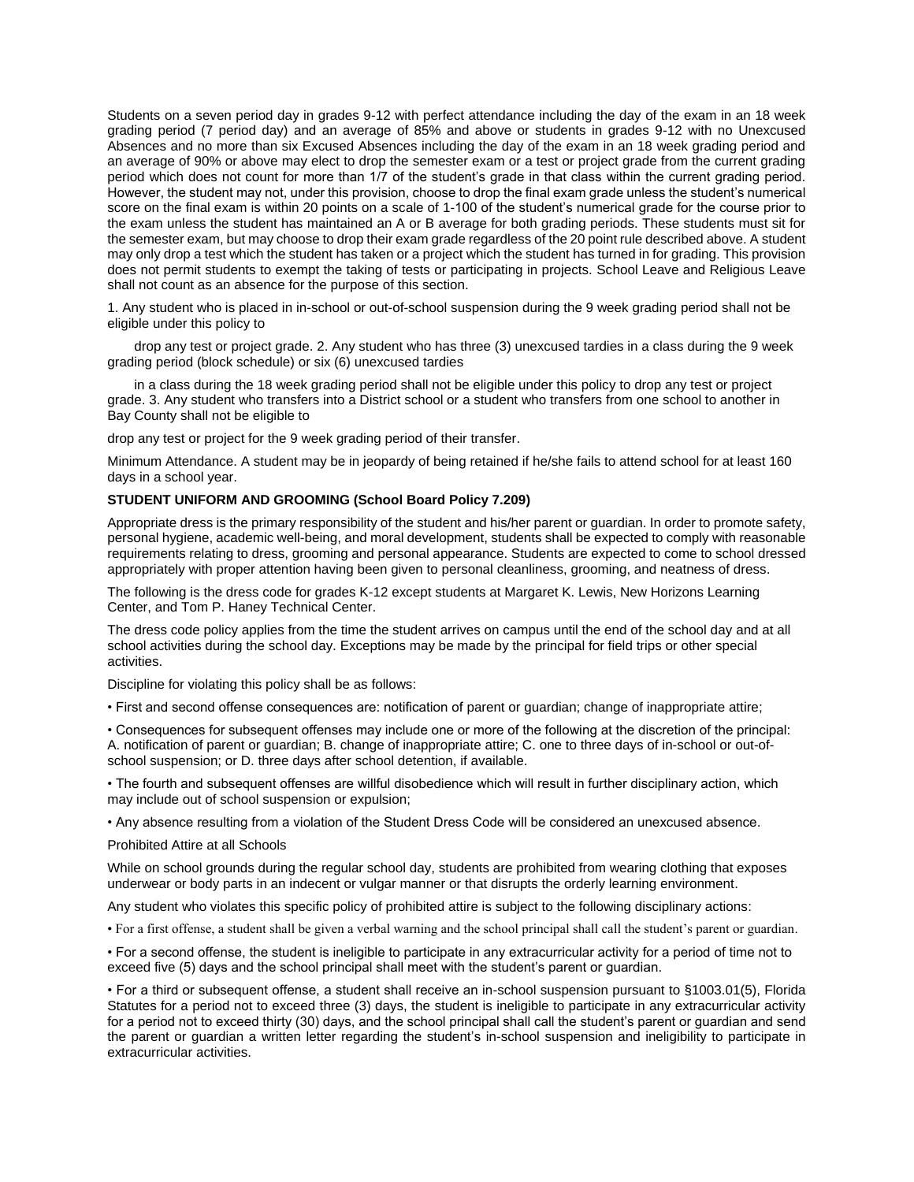Students on a seven period day in grades 9-12 with perfect attendance including the day of the exam in an 18 week grading period (7 period day) and an average of 85% and above or students in grades 9-12 with no Unexcused Absences and no more than six Excused Absences including the day of the exam in an 18 week grading period and an average of 90% or above may elect to drop the semester exam or a test or project grade from the current grading period which does not count for more than 1/7 of the student's grade in that class within the current grading period. However, the student may not, under this provision, choose to drop the final exam grade unless the student's numerical score on the final exam is within 20 points on a scale of 1-100 of the student's numerical grade for the course prior to the exam unless the student has maintained an A or B average for both grading periods. These students must sit for the semester exam, but may choose to drop their exam grade regardless of the 20 point rule described above. A student may only drop a test which the student has taken or a project which the student has turned in for grading. This provision does not permit students to exempt the taking of tests or participating in projects. School Leave and Religious Leave shall not count as an absence for the purpose of this section.

1. Any student who is placed in in-school or out-of-school suspension during the 9 week grading period shall not be eligible under this policy to drop any test or project grade.
2. Any student who has three (3) unexcused tardies in a class during the 9 week grading period (block schedule) or six (6) unexcused tardies in a class during the 18 week grading period shall not be eligible under this policy to drop any test or project grade.
3. Any student who transfers into a District school or a student who transfers from one school to another in Bay County shall not be eligible to drop any test or project for the 9 week grading period of their transfer.

Minimum Attendance. A student may be in jeopardy of being retained if he/she fails to attend school for at least 160 days in a school year.

**STUDENT UNIFORM AND GROOMING (School Board Policy 7.209)**

Appropriate dress is the primary responsibility of the student and his/her parent or guardian. In order to promote safety, personal hygiene, academic well-being, and moral development, students shall be expected to comply with reasonable requirements relating to dress, grooming and personal appearance. Students are expected to come to school dressed appropriately with proper attention having been given to personal cleanliness, grooming, and neatness of dress.

The following is the dress code for grades K-12 except students at Margaret K. Lewis, New Horizons Learning Center, and Tom P. Haney Technical Center.

The dress code policy applies from the time the student arrives on campus until the end of the school day and at all school activities during the school day. Exceptions may be made by the principal for field trips or other special activities.

Discipline for violating this policy shall be as follows:

- First and second offense consequences are: notification of parent or guardian; change of inappropriate attire;
- Consequences for subsequent offenses may include one or more of the following at the discretion of the principal: A. notification of parent or guardian; B. change of inappropriate attire; C. one to three days of in-school or out-of-school suspension; or D. three days after school detention, if available.
- The fourth and subsequent offenses are willful disobedience which will result in further disciplinary action, which may include out of school suspension or expulsion;
- Any absence resulting from a violation of the Student Dress Code will be considered an unexcused absence.

Prohibited Attire at all Schools

While on school grounds during the regular school day, students are prohibited from wearing clothing that exposes underwear or body parts in an indecent or vulgar manner or that disrupts the orderly learning environment.

Any student who violates this specific policy of prohibited attire is subject to the following disciplinary actions:

- For a first offense, a student shall be given a verbal warning and the school principal shall call the student's parent or guardian.
- For a second offense, the student is ineligible to participate in any extracurricular activity for a period of time not to exceed five (5) days and the school principal shall meet with the student's parent or guardian.
- For a third or subsequent offense, a student shall receive an in-school suspension pursuant to §1003.01(5), Florida Statutes for a period not to exceed three (3) days, the student is ineligible to participate in any extracurricular activity for a period not to exceed thirty (30) days, and the school principal shall call the student's parent or guardian and send the parent or guardian a written letter regarding the student's in-school suspension and ineligibility to participate in extracurricular activities.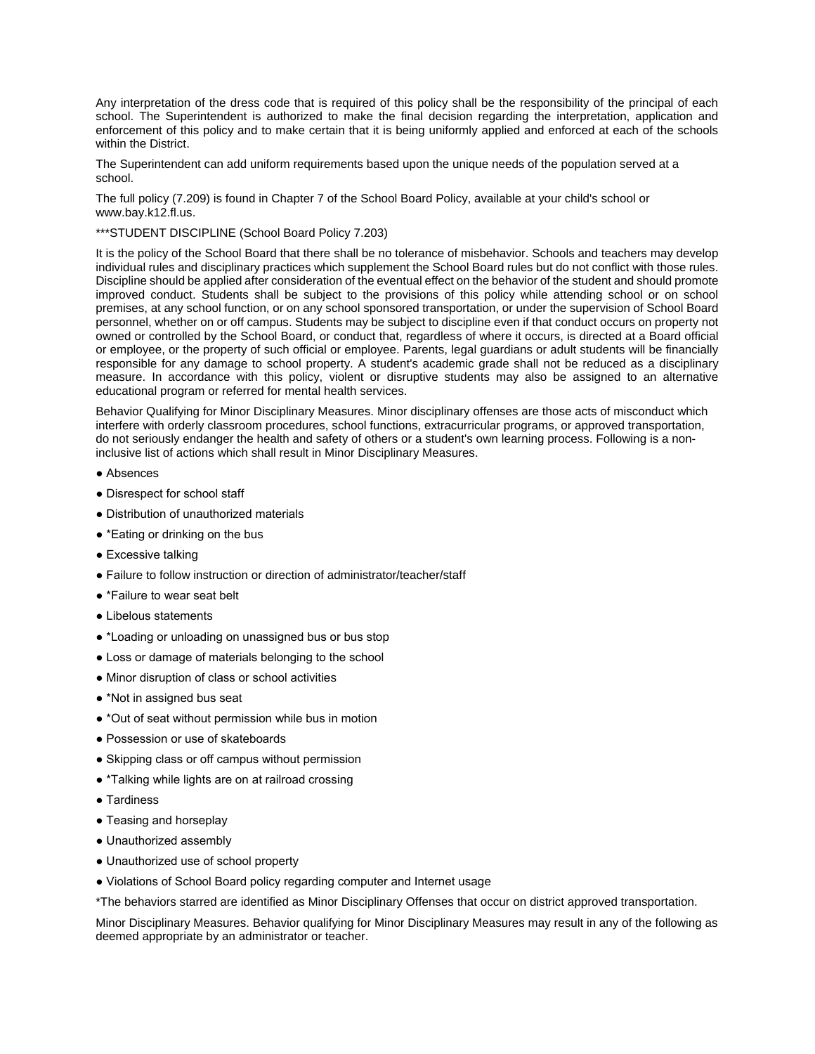Any interpretation of the dress code that is required of this policy shall be the responsibility of the principal of each school. The Superintendent is authorized to make the final decision regarding the interpretation, application and enforcement of this policy and to make certain that it is being uniformly applied and enforced at each of the schools within the District.

The Superintendent can add uniform requirements based upon the unique needs of the population served at a school.

The full policy (7.209) is found in Chapter 7 of the School Board Policy, available at your child's school or www.bay.k12.fl.us.

***STUDENT DISCIPLINE (School Board Policy 7.203)

It is the policy of the School Board that there shall be no tolerance of misbehavior. Schools and teachers may develop individual rules and disciplinary practices which supplement the School Board rules but do not conflict with those rules. Discipline should be applied after consideration of the eventual effect on the behavior of the student and should promote improved conduct. Students shall be subject to the provisions of this policy while attending school or on school premises, at any school function, or on any school sponsored transportation, or under the supervision of School Board personnel, whether on or off campus. Students may be subject to discipline even if that conduct occurs on property not owned or controlled by the School Board, or conduct that, regardless of where it occurs, is directed at a Board official or employee, or the property of such official or employee. Parents, legal guardians or adult students will be financially responsible for any damage to school property. A student's academic grade shall not be reduced as a disciplinary measure. In accordance with this policy, violent or disruptive students may also be assigned to an alternative educational program or referred for mental health services.

Behavior Qualifying for Minor Disciplinary Measures. Minor disciplinary offenses are those acts of misconduct which interfere with orderly classroom procedures, school functions, extracurricular programs, or approved transportation, do not seriously endanger the health and safety of others or a student's own learning process. Following is a non-inclusive list of actions which shall result in Minor Disciplinary Measures.

- Absences
- Disrespect for school staff
- Distribution of unauthorized materials
- *Eating or drinking on the bus
- Excessive talking
- Failure to follow instruction or direction of administrator/teacher/staff
- *Failure to wear seat belt
- Libelous statements
- *Loading or unloading on unassigned bus or bus stop
- Loss or damage of materials belonging to the school
- Minor disruption of class or school activities
- *Not in assigned bus seat
- *Out of seat without permission while bus in motion
- Possession or use of skateboards
- Skipping class or off campus without permission
- *Talking while lights are on at railroad crossing
- Tardiness
- Teasing and horseplay
- Unauthorized assembly
- Unauthorized use of school property
- Violations of School Board policy regarding computer and Internet usage

*The behaviors starred are identified as Minor Disciplinary Offenses that occur on district approved transportation.

Minor Disciplinary Measures. Behavior qualifying for Minor Disciplinary Measures may result in any of the following as deemed appropriate by an administrator or teacher.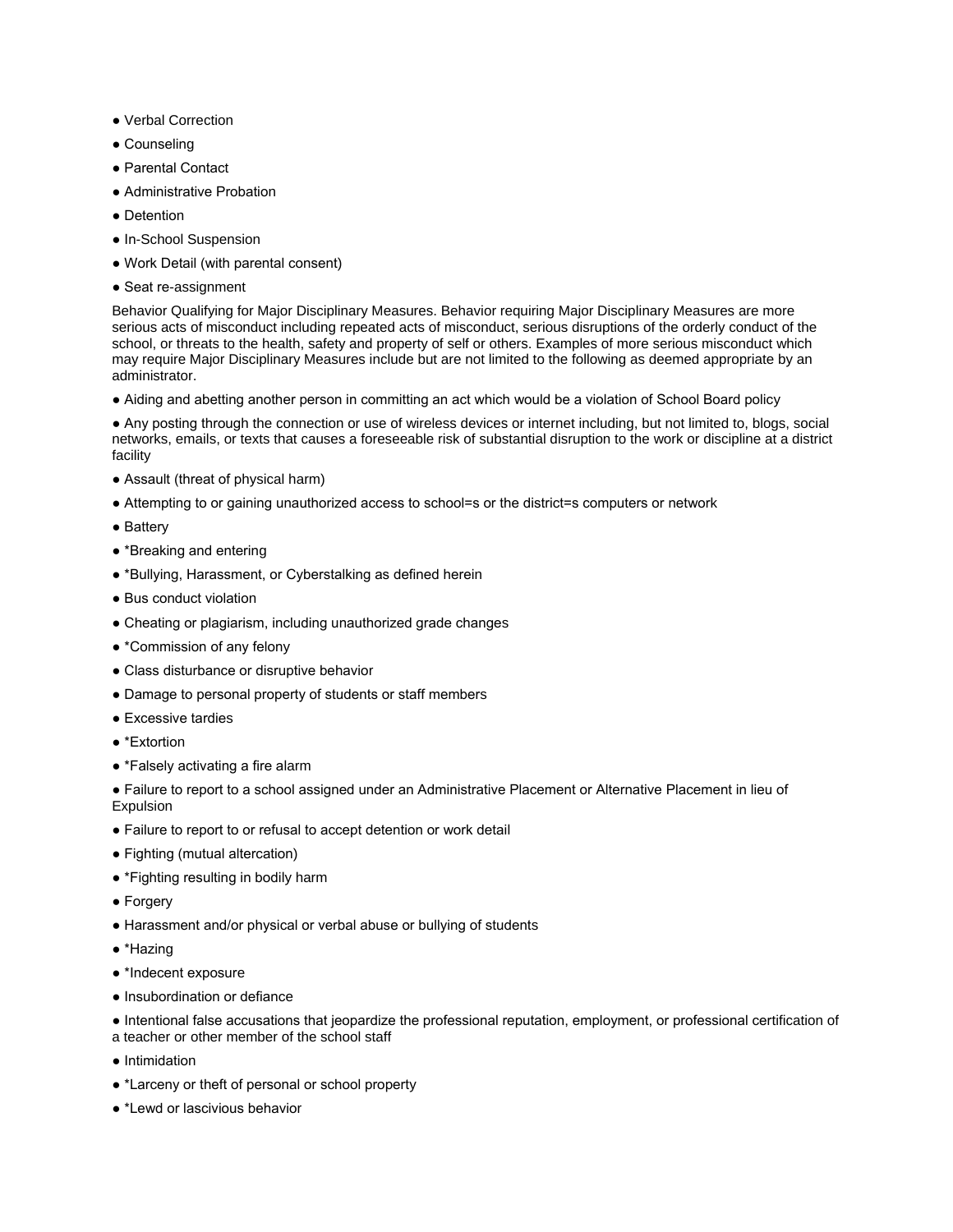- Verbal Correction
- Counseling
- Parental Contact
- Administrative Probation
- Detention
- In-School Suspension
- Work Detail (with parental consent)
- Seat re-assignment

Behavior Qualifying for Major Disciplinary Measures. Behavior requiring Major Disciplinary Measures are more serious acts of misconduct including repeated acts of misconduct, serious disruptions of the orderly conduct of the school, or threats to the health, safety and property of self or others. Examples of more serious misconduct which may require Major Disciplinary Measures include but are not limited to the following as deemed appropriate by an administrator.

- Aiding and abetting another person in committing an act which would be a violation of School Board policy
- Any posting through the connection or use of wireless devices or internet including, but not limited to, blogs, social networks, emails, or texts that causes a foreseeable risk of substantial disruption to the work or discipline at a district facility
- Assault (threat of physical harm)
- Attempting to or gaining unauthorized access to school=s or the district=s computers or network
- Battery
- *Breaking and entering
- *Bullying, Harassment, or Cyberstalking as defined herein
- Bus conduct violation
- Cheating or plagiarism, including unauthorized grade changes
- *Commission of any felony
- Class disturbance or disruptive behavior
- Damage to personal property of students or staff members
- Excessive tardies
- *Extortion
- *Falsely activating a fire alarm
- Failure to report to a school assigned under an Administrative Placement or Alternative Placement in lieu of Expulsion
- Failure to report to or refusal to accept detention or work detail
- Fighting (mutual altercation)
- *Fighting resulting in bodily harm
- Forgery
- Harassment and/or physical or verbal abuse or bullying of students
- *Hazing
- *Indecent exposure
- Insubordination or defiance
- Intentional false accusations that jeopardize the professional reputation, employment, or professional certification of a teacher or other member of the school staff
- Intimidation
- *Larceny or theft of personal or school property
- *Lewd or lascivious behavior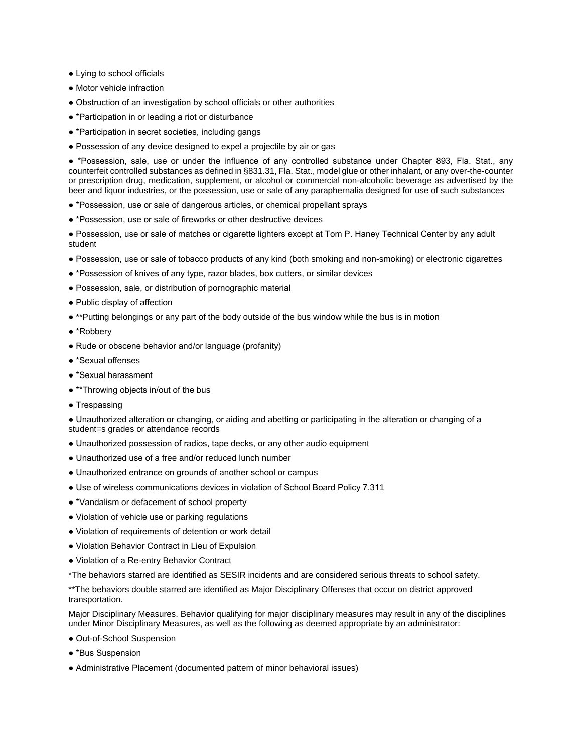- Lying to school officials
- Motor vehicle infraction
- Obstruction of an investigation by school officials or other authorities
- *Participation in or leading a riot or disturbance
- *Participation in secret societies, including gangs
- Possession of any device designed to expel a projectile by air or gas
- *Possession, sale, use or under the influence of any controlled substance under Chapter 893, Fla. Stat., any counterfeit controlled substances as defined in §831.31, Fla. Stat., model glue or other inhalant, or any over-the-counter or prescription drug, medication, supplement, or alcohol or commercial non-alcoholic beverage as advertised by the beer and liquor industries, or the possession, use or sale of any paraphernalia designed for use of such substances
- *Possession, use or sale of dangerous articles, or chemical propellant sprays
- *Possession, use or sale of fireworks or other destructive devices
- Possession, use or sale of matches or cigarette lighters except at Tom P. Haney Technical Center by any adult student
- Possession, use or sale of tobacco products of any kind (both smoking and non-smoking) or electronic cigarettes
- *Possession of knives of any type, razor blades, box cutters, or similar devices
- Possession, sale, or distribution of pornographic material
- Public display of affection
- **Putting belongings or any part of the body outside of the bus window while the bus is in motion
- *Robbery
- Rude or obscene behavior and/or language (profanity)
- *Sexual offenses
- *Sexual harassment
- **Throwing objects in/out of the bus
- Trespassing
- Unauthorized alteration or changing, or aiding and abetting or participating in the alteration or changing of a student=s grades or attendance records
- Unauthorized possession of radios, tape decks, or any other audio equipment
- Unauthorized use of a free and/or reduced lunch number
- Unauthorized entrance on grounds of another school or campus
- Use of wireless communications devices in violation of School Board Policy 7.311
- *Vandalism or defacement of school property
- Violation of vehicle use or parking regulations
- Violation of requirements of detention or work detail
- Violation Behavior Contract in Lieu of Expulsion
- Violation of a Re-entry Behavior Contract

*The behaviors starred are identified as SESIR incidents and are considered serious threats to school safety.

**The behaviors double starred are identified as Major Disciplinary Offenses that occur on district approved transportation.

Major Disciplinary Measures. Behavior qualifying for major disciplinary measures may result in any of the disciplines under Minor Disciplinary Measures, as well as the following as deemed appropriate by an administrator:

- Out-of-School Suspension
- *Bus Suspension
- Administrative Placement (documented pattern of minor behavioral issues)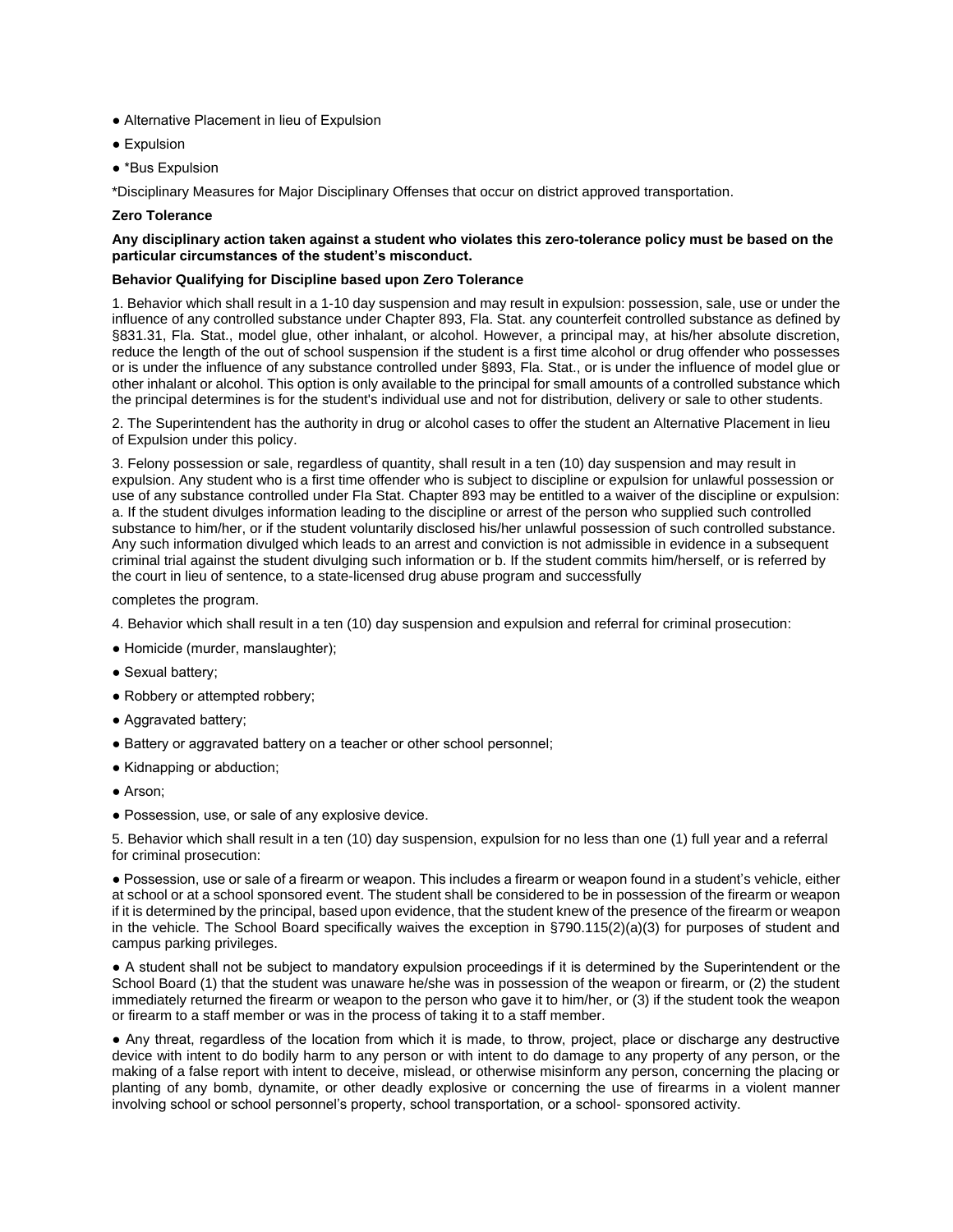- Alternative Placement in lieu of Expulsion
- Expulsion
- *Bus Expulsion

*Disciplinary Measures for Major Disciplinary Offenses that occur on district approved transportation.

**Zero Tolerance**

**Any disciplinary action taken against a student who violates this zero-tolerance policy must be based on the particular circumstances of the student's misconduct.**

**Behavior Qualifying for Discipline based upon Zero Tolerance**

1. Behavior which shall result in a 1-10 day suspension and may result in expulsion: possession, sale, use or under the influence of any controlled substance under Chapter 893, Fla. Stat. any counterfeit controlled substance as defined by §831.31, Fla. Stat., model glue, other inhalant, or alcohol. However, a principal may, at his/her absolute discretion, reduce the length of the out of school suspension if the student is a first time alcohol or drug offender who possesses or is under the influence of any substance controlled under §893, Fla. Stat., or is under the influence of model glue or other inhalant or alcohol. This option is only available to the principal for small amounts of a controlled substance which the principal determines is for the student's individual use and not for distribution, delivery or sale to other students.

2. The Superintendent has the authority in drug or alcohol cases to offer the student an Alternative Placement in lieu of Expulsion under this policy.

3. Felony possession or sale, regardless of quantity, shall result in a ten (10) day suspension and may result in expulsion. Any student who is a first time offender who is subject to discipline or expulsion for unlawful possession or use of any substance controlled under Fla Stat. Chapter 893 may be entitled to a waiver of the discipline or expulsion: a. If the student divulges information leading to the discipline or arrest of the person who supplied such controlled substance to him/her, or if the student voluntarily disclosed his/her unlawful possession of such controlled substance. Any such information divulged which leads to an arrest and conviction is not admissible in evidence in a subsequent criminal trial against the student divulging such information or b. If the student commits him/herself, or is referred by the court in lieu of sentence, to a state-licensed drug abuse program and successfully

completes the program.

4. Behavior which shall result in a ten (10) day suspension and expulsion and referral for criminal prosecution:

- Homicide (murder, manslaughter);
- Sexual battery;
- Robbery or attempted robbery;
- Aggravated battery;
- Battery or aggravated battery on a teacher or other school personnel;
- Kidnapping or abduction;
- Arson;
- Possession, use, or sale of any explosive device.

5. Behavior which shall result in a ten (10) day suspension, expulsion for no less than one (1) full year and a referral for criminal prosecution:

- Possession, use or sale of a firearm or weapon. This includes a firearm or weapon found in a student's vehicle, either at school or at a school sponsored event. The student shall be considered to be in possession of the firearm or weapon if it is determined by the principal, based upon evidence, that the student knew of the presence of the firearm or weapon in the vehicle. The School Board specifically waives the exception in §790.115(2)(a)(3) for purposes of student and campus parking privileges.

- A student shall not be subject to mandatory expulsion proceedings if it is determined by the Superintendent or the School Board (1) that the student was unaware he/she was in possession of the weapon or firearm, or (2) the student immediately returned the firearm or weapon to the person who gave it to him/her, or (3) if the student took the weapon or firearm to a staff member or was in the process of taking it to a staff member.

- Any threat, regardless of the location from which it is made, to throw, project, place or discharge any destructive device with intent to do bodily harm to any person or with intent to do damage to any property of any person, or the making of a false report with intent to deceive, mislead, or otherwise misinform any person, concerning the placing or planting of any bomb, dynamite, or other deadly explosive or concerning the use of firearms in a violent manner involving school or school personnel's property, school transportation, or a school- sponsored activity.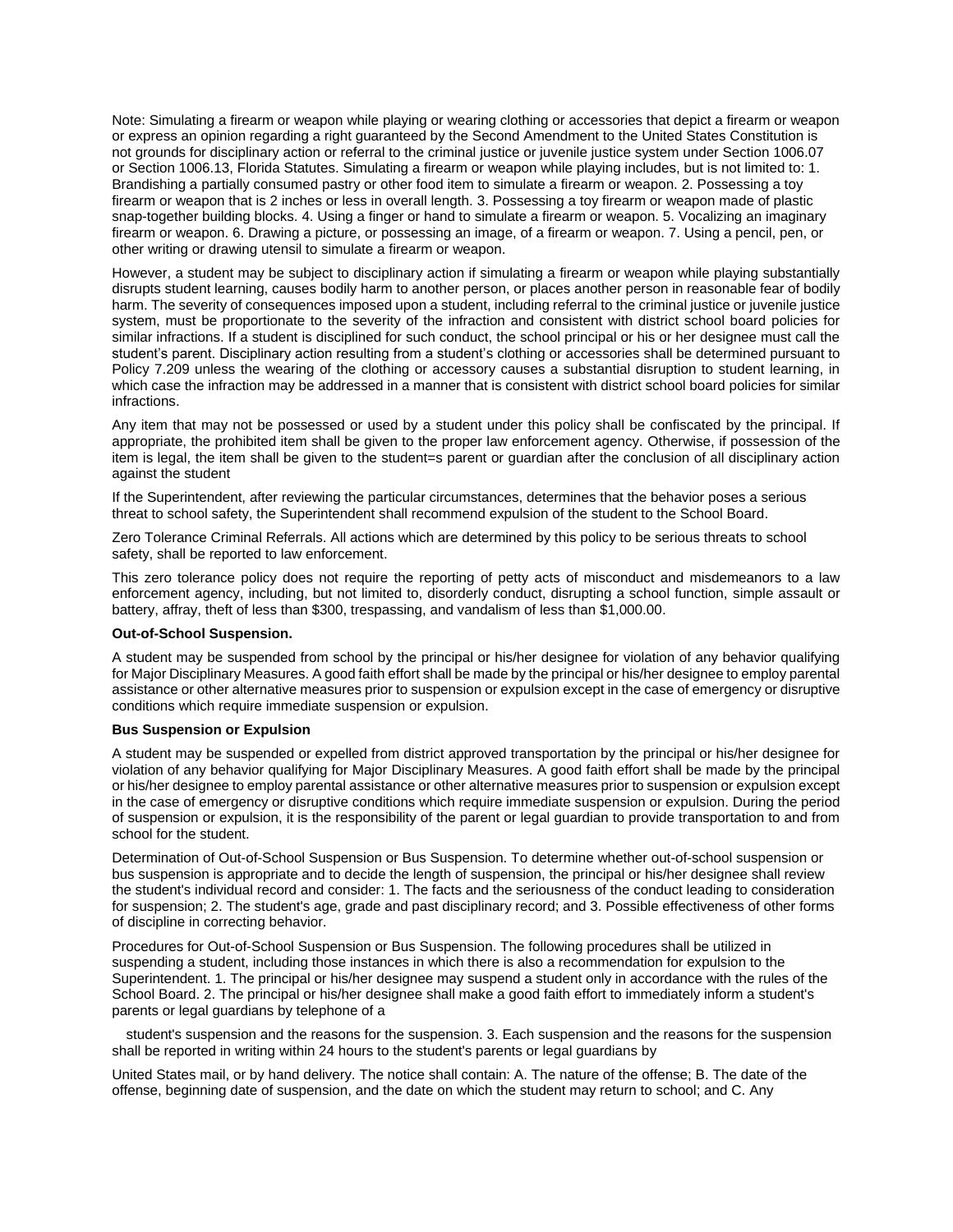Note: Simulating a firearm or weapon while playing or wearing clothing or accessories that depict a firearm or weapon or express an opinion regarding a right guaranteed by the Second Amendment to the United States Constitution is not grounds for disciplinary action or referral to the criminal justice or juvenile justice system under Section 1006.07 or Section 1006.13, Florida Statutes. Simulating a firearm or weapon while playing includes, but is not limited to: 1. Brandishing a partially consumed pastry or other food item to simulate a firearm or weapon. 2. Possessing a toy firearm or weapon that is 2 inches or less in overall length. 3. Possessing a toy firearm or weapon made of plastic snap-together building blocks. 4. Using a finger or hand to simulate a firearm or weapon. 5. Vocalizing an imaginary firearm or weapon. 6. Drawing a picture, or possessing an image, of a firearm or weapon. 7. Using a pencil, pen, or other writing or drawing utensil to simulate a firearm or weapon.

However, a student may be subject to disciplinary action if simulating a firearm or weapon while playing substantially disrupts student learning, causes bodily harm to another person, or places another person in reasonable fear of bodily harm. The severity of consequences imposed upon a student, including referral to the criminal justice or juvenile justice system, must be proportionate to the severity of the infraction and consistent with district school board policies for similar infractions. If a student is disciplined for such conduct, the school principal or his or her designee must call the student's parent. Disciplinary action resulting from a student's clothing or accessories shall be determined pursuant to Policy 7.209 unless the wearing of the clothing or accessory causes a substantial disruption to student learning, in which case the infraction may be addressed in a manner that is consistent with district school board policies for similar infractions.

Any item that may not be possessed or used by a student under this policy shall be confiscated by the principal. If appropriate, the prohibited item shall be given to the proper law enforcement agency. Otherwise, if possession of the item is legal, the item shall be given to the student=s parent or guardian after the conclusion of all disciplinary action against the student

If the Superintendent, after reviewing the particular circumstances, determines that the behavior poses a serious threat to school safety, the Superintendent shall recommend expulsion of the student to the School Board.

Zero Tolerance Criminal Referrals. All actions which are determined by this policy to be serious threats to school safety, shall be reported to law enforcement.

This zero tolerance policy does not require the reporting of petty acts of misconduct and misdemeanors to a law enforcement agency, including, but not limited to, disorderly conduct, disrupting a school function, simple assault or battery, affray, theft of less than $300, trespassing, and vandalism of less than $1,000.00.

**Out-of-School Suspension.**

A student may be suspended from school by the principal or his/her designee for violation of any behavior qualifying for Major Disciplinary Measures. A good faith effort shall be made by the principal or his/her designee to employ parental assistance or other alternative measures prior to suspension or expulsion except in the case of emergency or disruptive conditions which require immediate suspension or expulsion.

**Bus Suspension or Expulsion**

A student may be suspended or expelled from district approved transportation by the principal or his/her designee for violation of any behavior qualifying for Major Disciplinary Measures. A good faith effort shall be made by the principal or his/her designee to employ parental assistance or other alternative measures prior to suspension or expulsion except in the case of emergency or disruptive conditions which require immediate suspension or expulsion. During the period of suspension or expulsion, it is the responsibility of the parent or legal guardian to provide transportation to and from school for the student.

Determination of Out-of-School Suspension or Bus Suspension. To determine whether out-of-school suspension or bus suspension is appropriate and to decide the length of suspension, the principal or his/her designee shall review the student's individual record and consider: 1. The facts and the seriousness of the conduct leading to consideration for suspension; 2. The student's age, grade and past disciplinary record; and 3. Possible effectiveness of other forms of discipline in correcting behavior.

Procedures for Out-of-School Suspension or Bus Suspension. The following procedures shall be utilized in suspending a student, including those instances in which there is also a recommendation for expulsion to the Superintendent. 1. The principal or his/her designee may suspend a student only in accordance with the rules of the School Board. 2. The principal or his/her designee shall make a good faith effort to immediately inform a student's parents or legal guardians by telephone of a student's suspension and the reasons for the suspension. 3. Each suspension and the reasons for the suspension shall be reported in writing within 24 hours to the student's parents or legal guardians by United States mail, or by hand delivery. The notice shall contain: A. The nature of the offense; B. The date of the offense, beginning date of suspension, and the date on which the student may return to school; and C. Any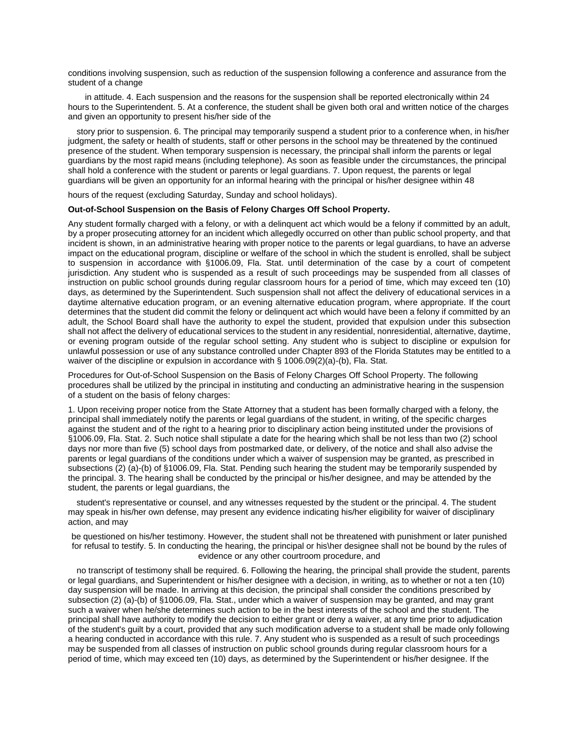conditions involving suspension, such as reduction of the suspension following a conference and assurance from the student of a change in attitude. 4. Each suspension and the reasons for the suspension shall be reported electronically within 24 hours to the Superintendent. 5. At a conference, the student shall be given both oral and written notice of the charges and given an opportunity to present his/her side of the story prior to suspension. 6. The principal may temporarily suspend a student prior to a conference when, in his/her judgment, the safety or health of students, staff or other persons in the school may be threatened by the continued presence of the student. When temporary suspension is necessary, the principal shall inform the parents or legal guardians by the most rapid means (including telephone). As soon as feasible under the circumstances, the principal shall hold a conference with the student or parents or legal guardians. 7. Upon request, the parents or legal guardians will be given an opportunity for an informal hearing with the principal or his/her designee within 48 hours of the request (excluding Saturday, Sunday and school holidays).

**Out-of-School Suspension on the Basis of Felony Charges Off School Property.**

Any student formally charged with a felony, or with a delinquent act which would be a felony if committed by an adult, by a proper prosecuting attorney for an incident which allegedly occurred on other than public school property, and that incident is shown, in an administrative hearing with proper notice to the parents or legal guardians, to have an adverse impact on the educational program, discipline or welfare of the school in which the student is enrolled, shall be subject to suspension in accordance with §1006.09, Fla. Stat. until determination of the case by a court of competent jurisdiction. Any student who is suspended as a result of such proceedings may be suspended from all classes of instruction on public school grounds during regular classroom hours for a period of time, which may exceed ten (10) days, as determined by the Superintendent. Such suspension shall not affect the delivery of educational services in a daytime alternative education program, or an evening alternative education program, where appropriate. If the court determines that the student did commit the felony or delinquent act which would have been a felony if committed by an adult, the School Board shall have the authority to expel the student, provided that expulsion under this subsection shall not affect the delivery of educational services to the student in any residential, nonresidential, alternative, daytime, or evening program outside of the regular school setting. Any student who is subject to discipline or expulsion for unlawful possession or use of any substance controlled under Chapter 893 of the Florida Statutes may be entitled to a waiver of the discipline or expulsion in accordance with § 1006.09(2)(a)-(b), Fla. Stat.

Procedures for Out-of-School Suspension on the Basis of Felony Charges Off School Property. The following procedures shall be utilized by the principal in instituting and conducting an administrative hearing in the suspension of a student on the basis of felony charges:

1. Upon receiving proper notice from the State Attorney that a student has been formally charged with a felony, the principal shall immediately notify the parents or legal guardians of the student, in writing, of the specific charges against the student and of the right to a hearing prior to disciplinary action being instituted under the provisions of §1006.09, Fla. Stat. 2. Such notice shall stipulate a date for the hearing which shall be not less than two (2) school days nor more than five (5) school days from postmarked date, or delivery, of the notice and shall also advise the parents or legal guardians of the conditions under which a waiver of suspension may be granted, as prescribed in subsections (2) (a)-(b) of §1006.09, Fla. Stat. Pending such hearing the student may be temporarily suspended by the principal. 3. The hearing shall be conducted by the principal or his/her designee, and may be attended by the student, the parents or legal guardians, the student's representative or counsel, and any witnesses requested by the student or the principal. 4. The student may speak in his/her own defense, may present any evidence indicating his/her eligibility for waiver of disciplinary action, and may be questioned on his/her testimony. However, the student shall not be threatened with punishment or later punished for refusal to testify. 5. In conducting the hearing, the principal or his\her designee shall not be bound by the rules of evidence or any other courtroom procedure, and no transcript of testimony shall be required. 6. Following the hearing, the principal shall provide the student, parents or legal guardians, and Superintendent or his/her designee with a decision, in writing, as to whether or not a ten (10) day suspension will be made. In arriving at this decision, the principal shall consider the conditions prescribed by subsection (2) (a)-(b) of §1006.09, Fla. Stat., under which a waiver of suspension may be granted, and may grant such a waiver when he/she determines such action to be in the best interests of the school and the student. The principal shall have authority to modify the decision to either grant or deny a waiver, at any time prior to adjudication of the student's guilt by a court, provided that any such modification adverse to a student shall be made only following a hearing conducted in accordance with this rule. 7. Any student who is suspended as a result of such proceedings may be suspended from all classes of instruction on public school grounds during regular classroom hours for a period of time, which may exceed ten (10) days, as determined by the Superintendent or his/her designee. If the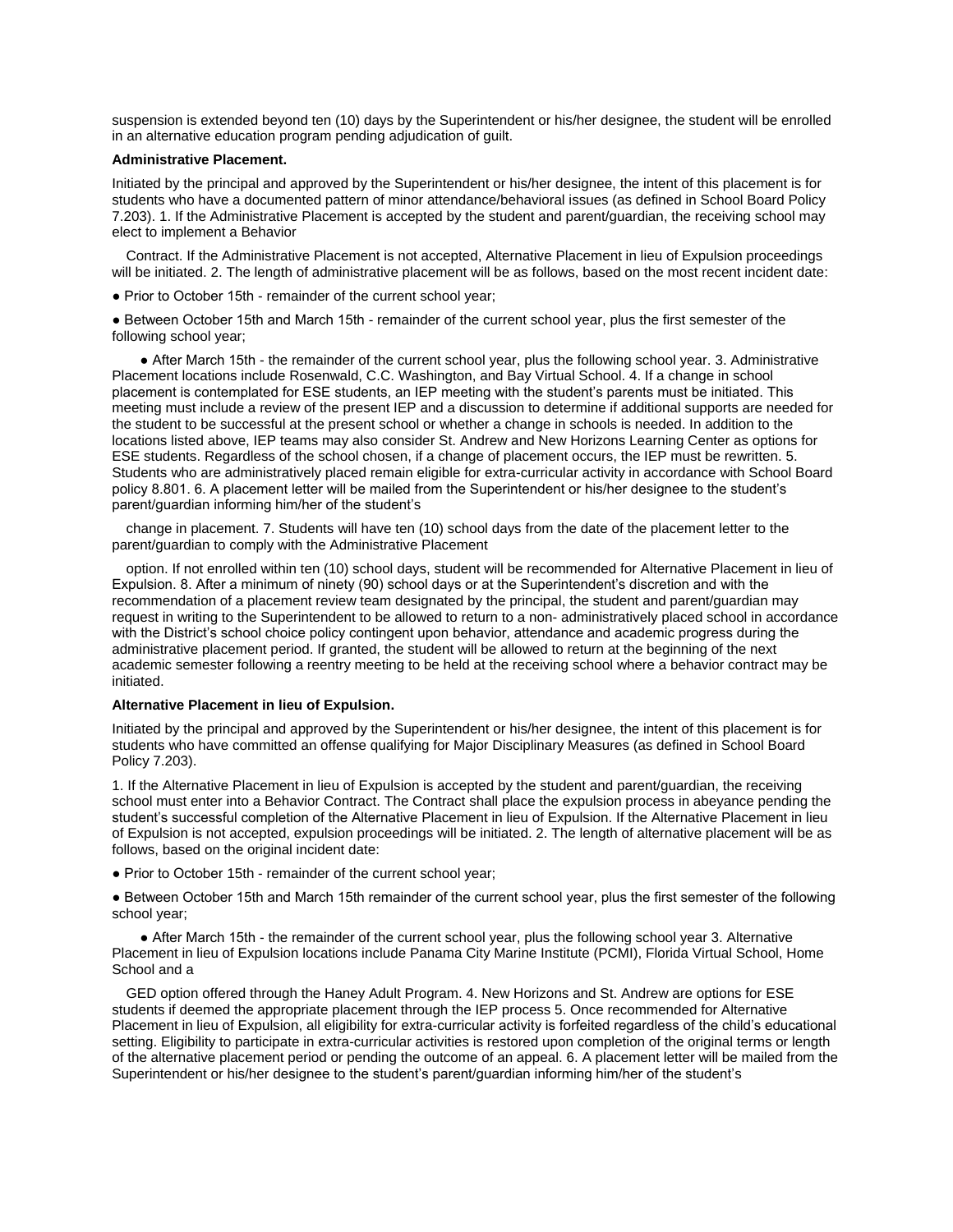suspension is extended beyond ten (10) days by the Superintendent or his/her designee, the student will be enrolled in an alternative education program pending adjudication of guilt.

**Administrative Placement.**

Initiated by the principal and approved by the Superintendent or his/her designee, the intent of this placement is for students who have a documented pattern of minor attendance/behavioral issues (as defined in School Board Policy 7.203). 1. If the Administrative Placement is accepted by the student and parent/guardian, the receiving school may elect to implement a Behavior

Contract. If the Administrative Placement is not accepted, Alternative Placement in lieu of Expulsion proceedings will be initiated. 2. The length of administrative placement will be as follows, based on the most recent incident date:

- Prior to October 15th - remainder of the current school year;
- Between October 15th and March 15th - remainder of the current school year, plus the first semester of the following school year;
- After March 15th - the remainder of the current school year, plus the following school year. 3. Administrative Placement locations include Rosenwald, C.C. Washington, and Bay Virtual School. 4. If a change in school placement is contemplated for ESE students, an IEP meeting with the student's parents must be initiated. This meeting must include a review of the present IEP and a discussion to determine if additional supports are needed for the student to be successful at the present school or whether a change in schools is needed. In addition to the locations listed above, IEP teams may also consider St. Andrew and New Horizons Learning Center as options for ESE students. Regardless of the school chosen, if a change of placement occurs, the IEP must be rewritten. 5. Students who are administratively placed remain eligible for extra-curricular activity in accordance with School Board policy 8.801. 6. A placement letter will be mailed from the Superintendent or his/her designee to the student's parent/guardian informing him/her of the student's

change in placement. 7. Students will have ten (10) school days from the date of the placement letter to the parent/guardian to comply with the Administrative Placement

option. If not enrolled within ten (10) school days, student will be recommended for Alternative Placement in lieu of Expulsion. 8. After a minimum of ninety (90) school days or at the Superintendent's discretion and with the recommendation of a placement review team designated by the principal, the student and parent/guardian may request in writing to the Superintendent to be allowed to return to a non- administratively placed school in accordance with the District's school choice policy contingent upon behavior, attendance and academic progress during the administrative placement period. If granted, the student will be allowed to return at the beginning of the next academic semester following a reentry meeting to be held at the receiving school where a behavior contract may be initiated.

**Alternative Placement in lieu of Expulsion.**

Initiated by the principal and approved by the Superintendent or his/her designee, the intent of this placement is for students who have committed an offense qualifying for Major Disciplinary Measures (as defined in School Board Policy 7.203).

1. If the Alternative Placement in lieu of Expulsion is accepted by the student and parent/guardian, the receiving school must enter into a Behavior Contract. The Contract shall place the expulsion process in abeyance pending the student's successful completion of the Alternative Placement in lieu of Expulsion. If the Alternative Placement in lieu of Expulsion is not accepted, expulsion proceedings will be initiated. 2. The length of alternative placement will be as follows, based on the original incident date:

- Prior to October 15th - remainder of the current school year;
- Between October 15th and March 15th remainder of the current school year, plus the first semester of the following school year;
- After March 15th - the remainder of the current school year, plus the following school year 3. Alternative Placement in lieu of Expulsion locations include Panama City Marine Institute (PCMI), Florida Virtual School, Home School and a

GED option offered through the Haney Adult Program. 4. New Horizons and St. Andrew are options for ESE students if deemed the appropriate placement through the IEP process 5. Once recommended for Alternative Placement in lieu of Expulsion, all eligibility for extra-curricular activity is forfeited regardless of the child's educational setting. Eligibility to participate in extra-curricular activities is restored upon completion of the original terms or length of the alternative placement period or pending the outcome of an appeal. 6. A placement letter will be mailed from the Superintendent or his/her designee to the student's parent/guardian informing him/her of the student's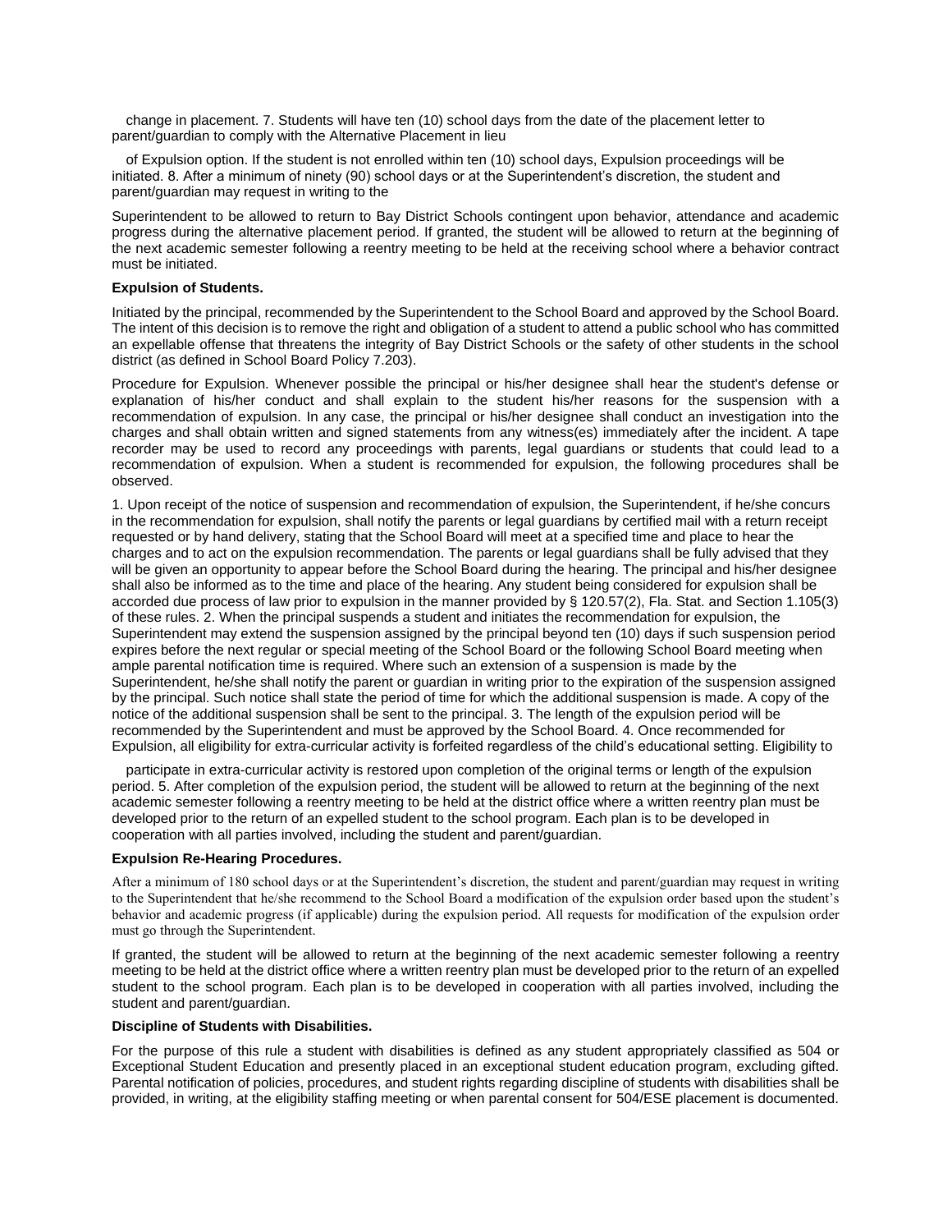change in placement. 7. Students will have ten (10) school days from the date of the placement letter to parent/guardian to comply with the Alternative Placement in lieu

of Expulsion option. If the student is not enrolled within ten (10) school days, Expulsion proceedings will be initiated. 8. After a minimum of ninety (90) school days or at the Superintendent's discretion, the student and parent/guardian may request in writing to the

Superintendent to be allowed to return to Bay District Schools contingent upon behavior, attendance and academic progress during the alternative placement period. If granted, the student will be allowed to return at the beginning of the next academic semester following a reentry meeting to be held at the receiving school where a behavior contract must be initiated.

**Expulsion of Students.**

Initiated by the principal, recommended by the Superintendent to the School Board and approved by the School Board. The intent of this decision is to remove the right and obligation of a student to attend a public school who has committed an expellable offense that threatens the integrity of Bay District Schools or the safety of other students in the school district (as defined in School Board Policy 7.203).

Procedure for Expulsion. Whenever possible the principal or his/her designee shall hear the student's defense or explanation of his/her conduct and shall explain to the student his/her reasons for the suspension with a recommendation of expulsion. In any case, the principal or his/her designee shall conduct an investigation into the charges and shall obtain written and signed statements from any witness(es) immediately after the incident. A tape recorder may be used to record any proceedings with parents, legal guardians or students that could lead to a recommendation of expulsion. When a student is recommended for expulsion, the following procedures shall be observed.

1. Upon receipt of the notice of suspension and recommendation of expulsion, the Superintendent, if he/she concurs in the recommendation for expulsion, shall notify the parents or legal guardians by certified mail with a return receipt requested or by hand delivery, stating that the School Board will meet at a specified time and place to hear the charges and to act on the expulsion recommendation. The parents or legal guardians shall be fully advised that they will be given an opportunity to appear before the School Board during the hearing. The principal and his/her designee shall also be informed as to the time and place of the hearing. Any student being considered for expulsion shall be accorded due process of law prior to expulsion in the manner provided by § 120.57(2), Fla. Stat. and Section 1.105(3) of these rules. 2. When the principal suspends a student and initiates the recommendation for expulsion, the Superintendent may extend the suspension assigned by the principal beyond ten (10) days if such suspension period expires before the next regular or special meeting of the School Board or the following School Board meeting when ample parental notification time is required. Where such an extension of a suspension is made by the Superintendent, he/she shall notify the parent or guardian in writing prior to the expiration of the suspension assigned by the principal. Such notice shall state the period of time for which the additional suspension is made. A copy of the notice of the additional suspension shall be sent to the principal. 3. The length of the expulsion period will be recommended by the Superintendent and must be approved by the School Board. 4. Once recommended for Expulsion, all eligibility for extra-curricular activity is forfeited regardless of the child's educational setting. Eligibility to

participate in extra-curricular activity is restored upon completion of the original terms or length of the expulsion period. 5. After completion of the expulsion period, the student will be allowed to return at the beginning of the next academic semester following a reentry meeting to be held at the district office where a written reentry plan must be developed prior to the return of an expelled student to the school program. Each plan is to be developed in cooperation with all parties involved, including the student and parent/guardian.

**Expulsion Re-Hearing Procedures.**

After a minimum of 180 school days or at the Superintendent's discretion, the student and parent/guardian may request in writing to the Superintendent that he/she recommend to the School Board a modification of the expulsion order based upon the student's behavior and academic progress (if applicable) during the expulsion period. All requests for modification of the expulsion order must go through the Superintendent.

If granted, the student will be allowed to return at the beginning of the next academic semester following a reentry meeting to be held at the district office where a written reentry plan must be developed prior to the return of an expelled student to the school program. Each plan is to be developed in cooperation with all parties involved, including the student and parent/guardian.

**Discipline of Students with Disabilities.**

For the purpose of this rule a student with disabilities is defined as any student appropriately classified as 504 or Exceptional Student Education and presently placed in an exceptional student education program, excluding gifted. Parental notification of policies, procedures, and student rights regarding discipline of students with disabilities shall be provided, in writing, at the eligibility staffing meeting or when parental consent for 504/ESE placement is documented.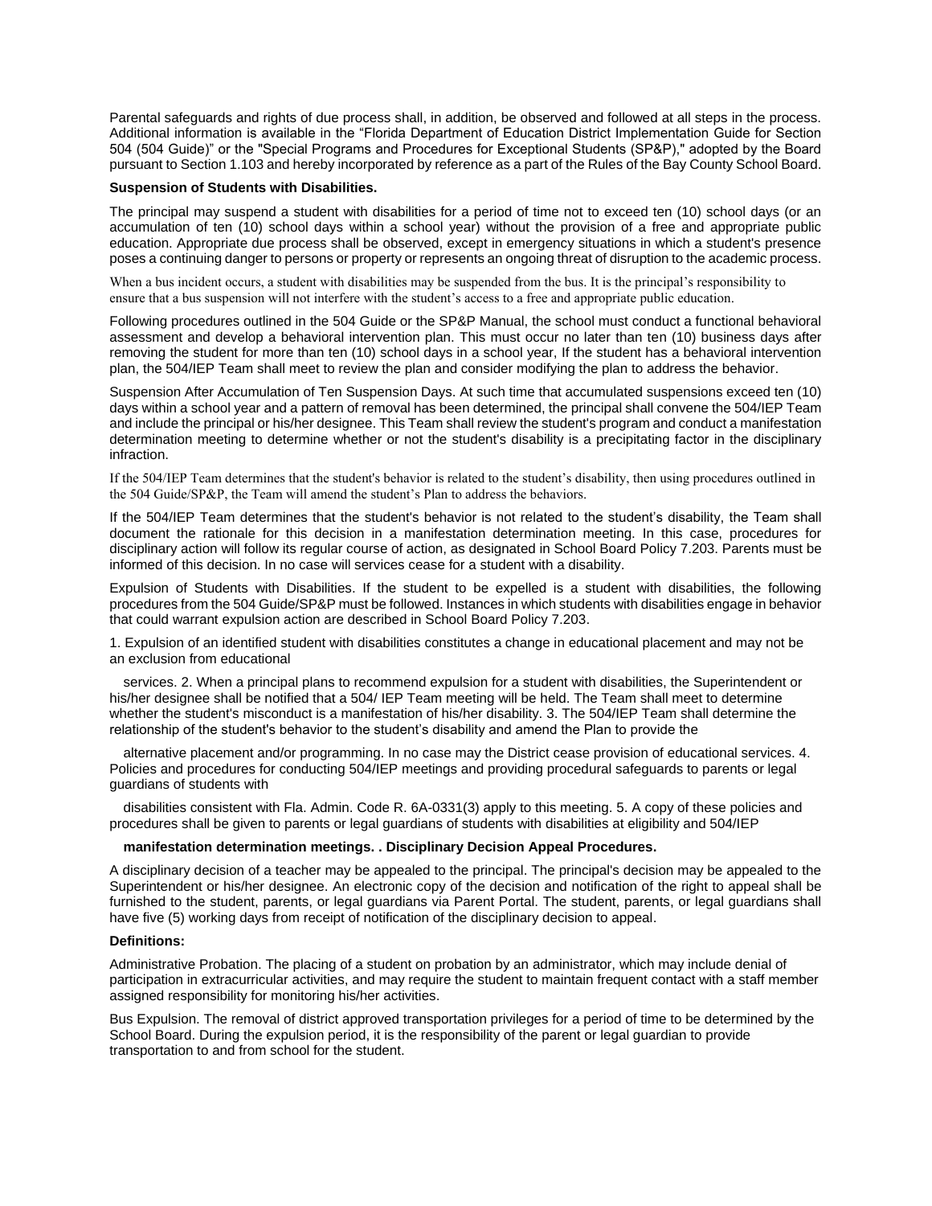Parental safeguards and rights of due process shall, in addition, be observed and followed at all steps in the process. Additional information is available in the "Florida Department of Education District Implementation Guide for Section 504 (504 Guide)" or the "Special Programs and Procedures for Exceptional Students (SP&P)," adopted by the Board pursuant to Section 1.103 and hereby incorporated by reference as a part of the Rules of the Bay County School Board.

**Suspension of Students with Disabilities.**

The principal may suspend a student with disabilities for a period of time not to exceed ten (10) school days (or an accumulation of ten (10) school days within a school year) without the provision of a free and appropriate public education. Appropriate due process shall be observed, except in emergency situations in which a student's presence poses a continuing danger to persons or property or represents an ongoing threat of disruption to the academic process.

When a bus incident occurs, a student with disabilities may be suspended from the bus. It is the principal's responsibility to ensure that a bus suspension will not interfere with the student's access to a free and appropriate public education.

Following procedures outlined in the 504 Guide or the SP&P Manual, the school must conduct a functional behavioral assessment and develop a behavioral intervention plan. This must occur no later than ten (10) business days after removing the student for more than ten (10) school days in a school year, If the student has a behavioral intervention plan, the 504/IEP Team shall meet to review the plan and consider modifying the plan to address the behavior.

Suspension After Accumulation of Ten Suspension Days. At such time that accumulated suspensions exceed ten (10) days within a school year and a pattern of removal has been determined, the principal shall convene the 504/IEP Team and include the principal or his/her designee. This Team shall review the student's program and conduct a manifestation determination meeting to determine whether or not the student's disability is a precipitating factor in the disciplinary infraction.

If the 504/IEP Team determines that the student's behavior is related to the student's disability, then using procedures outlined in the 504 Guide/SP&P, the Team will amend the student's Plan to address the behaviors.

If the 504/IEP Team determines that the student's behavior is not related to the student's disability, the Team shall document the rationale for this decision in a manifestation determination meeting. In this case, procedures for disciplinary action will follow its regular course of action, as designated in School Board Policy 7.203. Parents must be informed of this decision. In no case will services cease for a student with a disability.

Expulsion of Students with Disabilities. If the student to be expelled is a student with disabilities, the following procedures from the 504 Guide/SP&P must be followed. Instances in which students with disabilities engage in behavior that could warrant expulsion action are described in School Board Policy 7.203.

1. Expulsion of an identified student with disabilities constitutes a change in educational placement and may not be an exclusion from educational services. 2. When a principal plans to recommend expulsion for a student with disabilities, the Superintendent or his/her designee shall be notified that a 504/ IEP Team meeting will be held. The Team shall meet to determine whether the student's misconduct is a manifestation of his/her disability. 3. The 504/IEP Team shall determine the relationship of the student's behavior to the student's disability and amend the Plan to provide the alternative placement and/or programming. In no case may the District cease provision of educational services. 4. Policies and procedures for conducting 504/IEP meetings and providing procedural safeguards to parents or legal guardians of students with disabilities consistent with Fla. Admin. Code R. 6A-0331(3) apply to this meeting. 5. A copy of these policies and procedures shall be given to parents or legal guardians of students with disabilities at eligibility and 504/IEP **manifestation determination meetings. . Disciplinary Decision Appeal Procedures.**

A disciplinary decision of a teacher may be appealed to the principal. The principal's decision may be appealed to the Superintendent or his/her designee. An electronic copy of the decision and notification of the right to appeal shall be furnished to the student, parents, or legal guardians via Parent Portal. The student, parents, or legal guardians shall have five (5) working days from receipt of notification of the disciplinary decision to appeal.

**Definitions:**

Administrative Probation. The placing of a student on probation by an administrator, which may include denial of participation in extracurricular activities, and may require the student to maintain frequent contact with a staff member assigned responsibility for monitoring his/her activities.

Bus Expulsion. The removal of district approved transportation privileges for a period of time to be determined by the School Board. During the expulsion period, it is the responsibility of the parent or legal guardian to provide transportation to and from school for the student.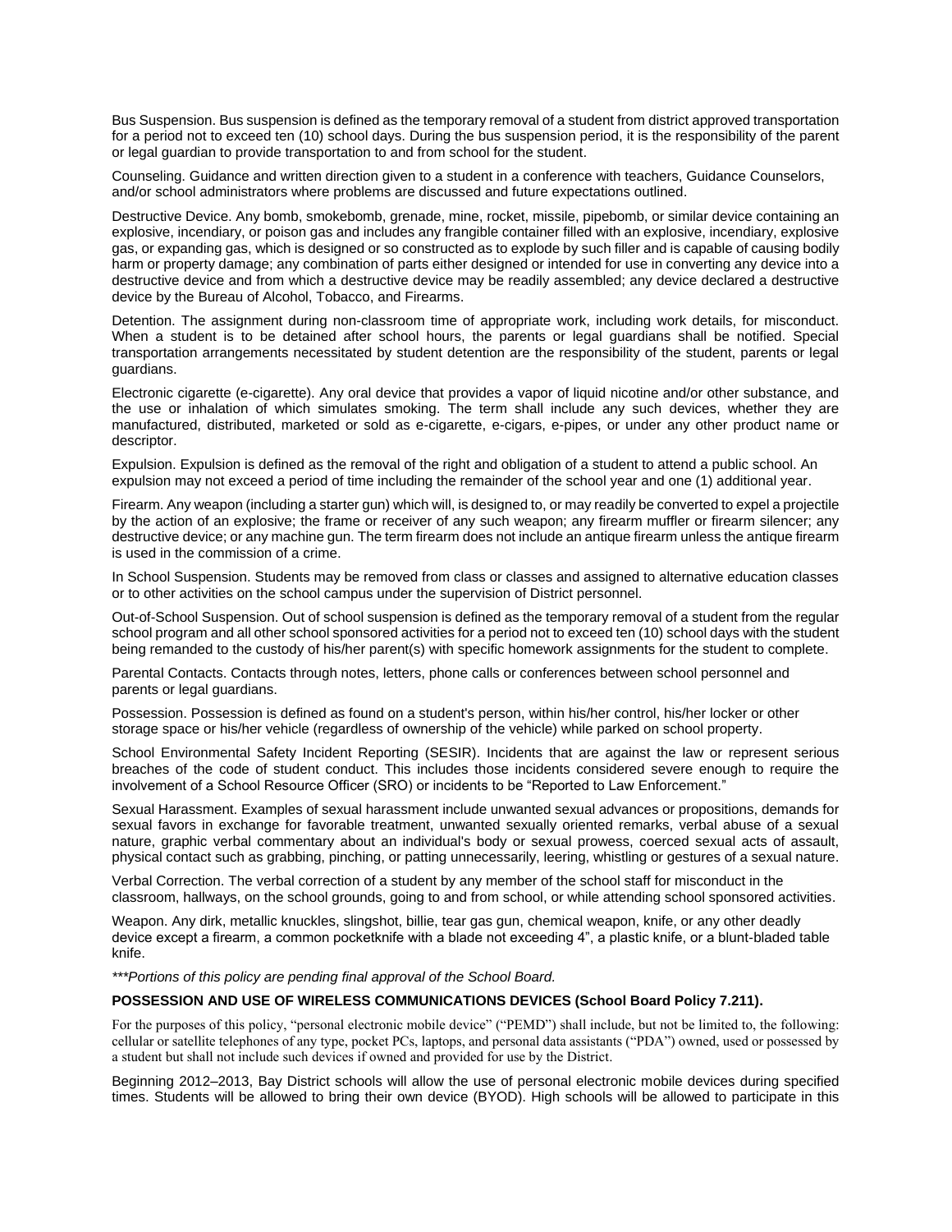Bus Suspension. Bus suspension is defined as the temporary removal of a student from district approved transportation for a period not to exceed ten (10) school days. During the bus suspension period, it is the responsibility of the parent or legal guardian to provide transportation to and from school for the student.

Counseling. Guidance and written direction given to a student in a conference with teachers, Guidance Counselors, and/or school administrators where problems are discussed and future expectations outlined.

Destructive Device. Any bomb, smokebomb, grenade, mine, rocket, missile, pipebomb, or similar device containing an explosive, incendiary, or poison gas and includes any frangible container filled with an explosive, incendiary, explosive gas, or expanding gas, which is designed or so constructed as to explode by such filler and is capable of causing bodily harm or property damage; any combination of parts either designed or intended for use in converting any device into a destructive device and from which a destructive device may be readily assembled; any device declared a destructive device by the Bureau of Alcohol, Tobacco, and Firearms.

Detention. The assignment during non-classroom time of appropriate work, including work details, for misconduct. When a student is to be detained after school hours, the parents or legal guardians shall be notified. Special transportation arrangements necessitated by student detention are the responsibility of the student, parents or legal guardians.

Electronic cigarette (e-cigarette). Any oral device that provides a vapor of liquid nicotine and/or other substance, and the use or inhalation of which simulates smoking. The term shall include any such devices, whether they are manufactured, distributed, marketed or sold as e-cigarette, e-cigars, e-pipes, or under any other product name or descriptor.

Expulsion. Expulsion is defined as the removal of the right and obligation of a student to attend a public school. An expulsion may not exceed a period of time including the remainder of the school year and one (1) additional year.

Firearm. Any weapon (including a starter gun) which will, is designed to, or may readily be converted to expel a projectile by the action of an explosive; the frame or receiver of any such weapon; any firearm muffler or firearm silencer; any destructive device; or any machine gun. The term firearm does not include an antique firearm unless the antique firearm is used in the commission of a crime.

In School Suspension. Students may be removed from class or classes and assigned to alternative education classes or to other activities on the school campus under the supervision of District personnel.

Out-of-School Suspension. Out of school suspension is defined as the temporary removal of a student from the regular school program and all other school sponsored activities for a period not to exceed ten (10) school days with the student being remanded to the custody of his/her parent(s) with specific homework assignments for the student to complete.

Parental Contacts. Contacts through notes, letters, phone calls or conferences between school personnel and parents or legal guardians.

Possession. Possession is defined as found on a student's person, within his/her control, his/her locker or other storage space or his/her vehicle (regardless of ownership of the vehicle) while parked on school property.

School Environmental Safety Incident Reporting (SESIR). Incidents that are against the law or represent serious breaches of the code of student conduct. This includes those incidents considered severe enough to require the involvement of a School Resource Officer (SRO) or incidents to be "Reported to Law Enforcement."

Sexual Harassment. Examples of sexual harassment include unwanted sexual advances or propositions, demands for sexual favors in exchange for favorable treatment, unwanted sexually oriented remarks, verbal abuse of a sexual nature, graphic verbal commentary about an individual's body or sexual prowess, coerced sexual acts of assault, physical contact such as grabbing, pinching, or patting unnecessarily, leering, whistling or gestures of a sexual nature.

Verbal Correction. The verbal correction of a student by any member of the school staff for misconduct in the classroom, hallways, on the school grounds, going to and from school, or while attending school sponsored activities.

Weapon. Any dirk, metallic knuckles, slingshot, billie, tear gas gun, chemical weapon, knife, or any other deadly device except a firearm, a common pocketknife with a blade not exceeding 4", a plastic knife, or a blunt-bladed table knife.

*\*\*\*Portions of this policy are pending final approval of the School Board.*

**POSSESSION AND USE OF WIRELESS COMMUNICATIONS DEVICES (School Board Policy 7.211).**

For the purposes of this policy, "personal electronic mobile device" ("PEMD") shall include, but not be limited to, the following: cellular or satellite telephones of any type, pocket PCs, laptops, and personal data assistants ("PDA") owned, used or possessed by a student but shall not include such devices if owned and provided for use by the District.

Beginning 2012–2013, Bay District schools will allow the use of personal electronic mobile devices during specified times. Students will be allowed to bring their own device (BYOD). High schools will be allowed to participate in this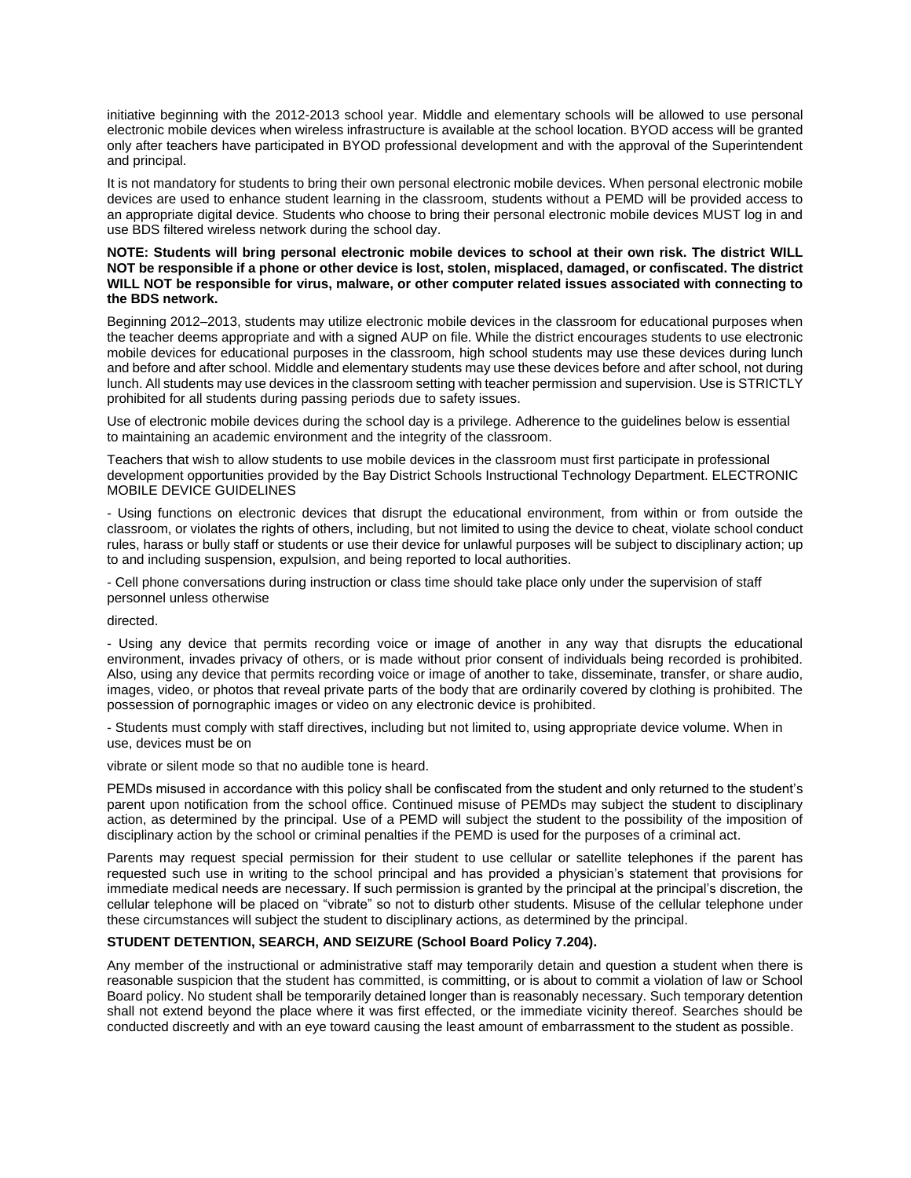initiative beginning with the 2012-2013 school year. Middle and elementary schools will be allowed to use personal electronic mobile devices when wireless infrastructure is available at the school location. BYOD access will be granted only after teachers have participated in BYOD professional development and with the approval of the Superintendent and principal.

It is not mandatory for students to bring their own personal electronic mobile devices. When personal electronic mobile devices are used to enhance student learning in the classroom, students without a PEMD will be provided access to an appropriate digital device. Students who choose to bring their personal electronic mobile devices MUST log in and use BDS filtered wireless network during the school day.

**NOTE: Students will bring personal electronic mobile devices to school at their own risk. The district WILL NOT be responsible if a phone or other device is lost, stolen, misplaced, damaged, or confiscated. The district WILL NOT be responsible for virus, malware, or other computer related issues associated with connecting to the BDS network.**

Beginning 2012–2013, students may utilize electronic mobile devices in the classroom for educational purposes when the teacher deems appropriate and with a signed AUP on file. While the district encourages students to use electronic mobile devices for educational purposes in the classroom, high school students may use these devices during lunch and before and after school. Middle and elementary students may use these devices before and after school, not during lunch. All students may use devices in the classroom setting with teacher permission and supervision. Use is STRICTLY prohibited for all students during passing periods due to safety issues.

Use of electronic mobile devices during the school day is a privilege. Adherence to the guidelines below is essential to maintaining an academic environment and the integrity of the classroom.

Teachers that wish to allow students to use mobile devices in the classroom must first participate in professional development opportunities provided by the Bay District Schools Instructional Technology Department. ELECTRONIC MOBILE DEVICE GUIDELINES

- Using functions on electronic devices that disrupt the educational environment, from within or from outside the classroom, or violates the rights of others, including, but not limited to using the device to cheat, violate school conduct rules, harass or bully staff or students or use their device for unlawful purposes will be subject to disciplinary action; up to and including suspension, expulsion, and being reported to local authorities.

- Cell phone conversations during instruction or class time should take place only under the supervision of staff personnel unless otherwise

directed.

- Using any device that permits recording voice or image of another in any way that disrupts the educational environment, invades privacy of others, or is made without prior consent of individuals being recorded is prohibited. Also, using any device that permits recording voice or image of another to take, disseminate, transfer, or share audio, images, video, or photos that reveal private parts of the body that are ordinarily covered by clothing is prohibited. The possession of pornographic images or video on any electronic device is prohibited.

- Students must comply with staff directives, including but not limited to, using appropriate device volume. When in use, devices must be on

vibrate or silent mode so that no audible tone is heard.

PEMDs misused in accordance with this policy shall be confiscated from the student and only returned to the student's parent upon notification from the school office. Continued misuse of PEMDs may subject the student to disciplinary action, as determined by the principal. Use of a PEMD will subject the student to the possibility of the imposition of disciplinary action by the school or criminal penalties if the PEMD is used for the purposes of a criminal act.

Parents may request special permission for their student to use cellular or satellite telephones if the parent has requested such use in writing to the school principal and has provided a physician's statement that provisions for immediate medical needs are necessary. If such permission is granted by the principal at the principal's discretion, the cellular telephone will be placed on "vibrate" so not to disturb other students. Misuse of the cellular telephone under these circumstances will subject the student to disciplinary actions, as determined by the principal.

**STUDENT DETENTION, SEARCH, AND SEIZURE (School Board Policy 7.204).**

Any member of the instructional or administrative staff may temporarily detain and question a student when there is reasonable suspicion that the student has committed, is committing, or is about to commit a violation of law or School Board policy. No student shall be temporarily detained longer than is reasonably necessary. Such temporary detention shall not extend beyond the place where it was first effected, or the immediate vicinity thereof. Searches should be conducted discreetly and with an eye toward causing the least amount of embarrassment to the student as possible.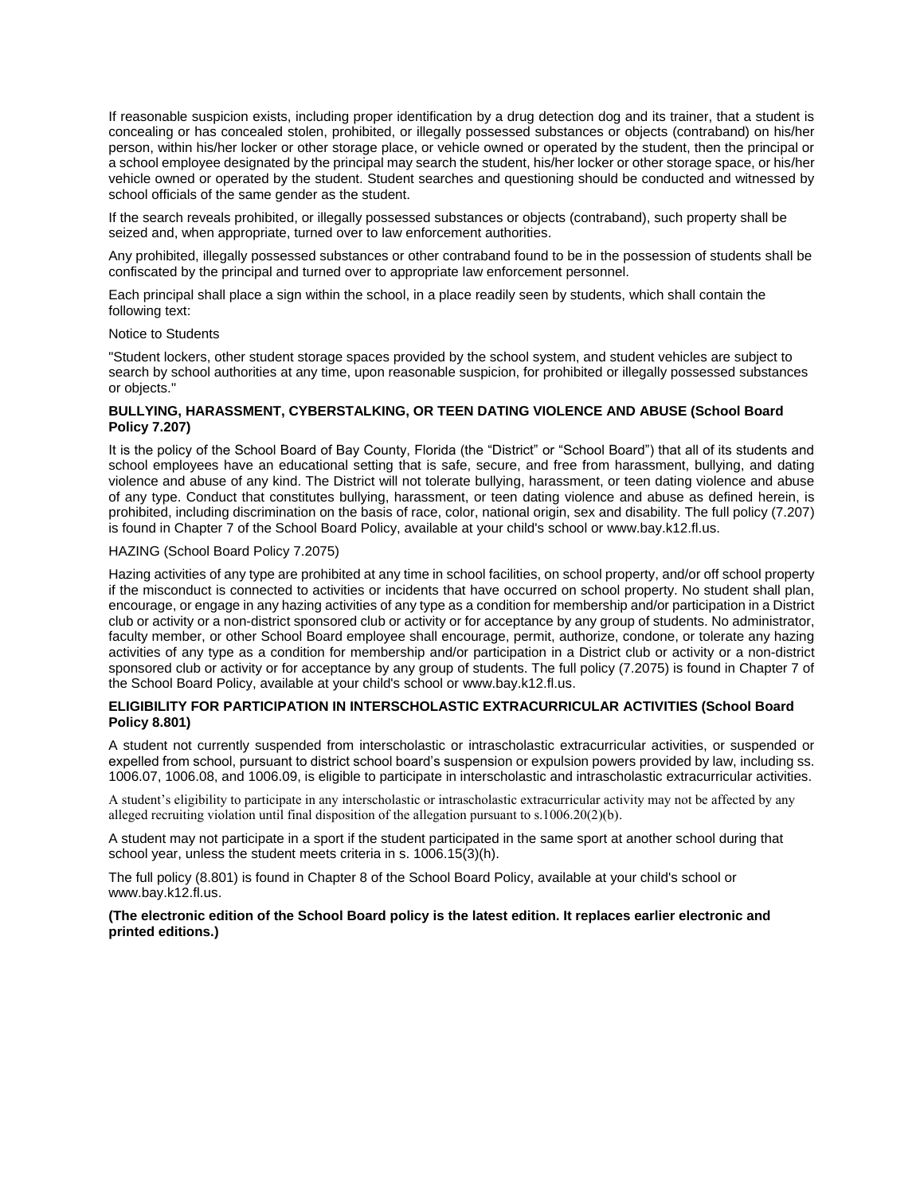If reasonable suspicion exists, including proper identification by a drug detection dog and its trainer, that a student is concealing or has concealed stolen, prohibited, or illegally possessed substances or objects (contraband) on his/her person, within his/her locker or other storage place, or vehicle owned or operated by the student, then the principal or a school employee designated by the principal may search the student, his/her locker or other storage space, or his/her vehicle owned or operated by the student. Student searches and questioning should be conducted and witnessed by school officials of the same gender as the student.

If the search reveals prohibited, or illegally possessed substances or objects (contraband), such property shall be seized and, when appropriate, turned over to law enforcement authorities.

Any prohibited, illegally possessed substances or other contraband found to be in the possession of students shall be confiscated by the principal and turned over to appropriate law enforcement personnel.

Each principal shall place a sign within the school, in a place readily seen by students, which shall contain the following text:

Notice to Students

"Student lockers, other student storage spaces provided by the school system, and student vehicles are subject to search by school authorities at any time, upon reasonable suspicion, for prohibited or illegally possessed substances or objects."

**BULLYING, HARASSMENT, CYBERSTALKING, OR TEEN DATING VIOLENCE AND ABUSE (School Board Policy 7.207)**

It is the policy of the School Board of Bay County, Florida (the "District" or "School Board") that all of its students and school employees have an educational setting that is safe, secure, and free from harassment, bullying, and dating violence and abuse of any kind. The District will not tolerate bullying, harassment, or teen dating violence and abuse of any type. Conduct that constitutes bullying, harassment, or teen dating violence and abuse as defined herein, is prohibited, including discrimination on the basis of race, color, national origin, sex and disability. The full policy (7.207) is found in Chapter 7 of the School Board Policy, available at your child's school or www.bay.k12.fl.us.

HAZING (School Board Policy 7.2075)

Hazing activities of any type are prohibited at any time in school facilities, on school property, and/or off school property if the misconduct is connected to activities or incidents that have occurred on school property. No student shall plan, encourage, or engage in any hazing activities of any type as a condition for membership and/or participation in a District club or activity or a non-district sponsored club or activity or for acceptance by any group of students. No administrator, faculty member, or other School Board employee shall encourage, permit, authorize, condone, or tolerate any hazing activities of any type as a condition for membership and/or participation in a District club or activity or a non-district sponsored club or activity or for acceptance by any group of students. The full policy (7.2075) is found in Chapter 7 of the School Board Policy, available at your child's school or www.bay.k12.fl.us.

**ELIGIBILITY FOR PARTICIPATION IN INTERSCHOLASTIC EXTRACURRICULAR ACTIVITIES (School Board Policy 8.801)**

A student not currently suspended from interscholastic or intrascholastic extracurricular activities, or suspended or expelled from school, pursuant to district school board's suspension or expulsion powers provided by law, including ss. 1006.07, 1006.08, and 1006.09, is eligible to participate in interscholastic and intrascholastic extracurricular activities.

A student's eligibility to participate in any interscholastic or intrascholastic extracurricular activity may not be affected by any alleged recruiting violation until final disposition of the allegation pursuant to s.1006.20(2)(b).

A student may not participate in a sport if the student participated in the same sport at another school during that school year, unless the student meets criteria in s. 1006.15(3)(h).

The full policy (8.801) is found in Chapter 8 of the School Board Policy, available at your child's school or www.bay.k12.fl.us.

**(The electronic edition of the School Board policy is the latest edition. It replaces earlier electronic and printed editions.)**